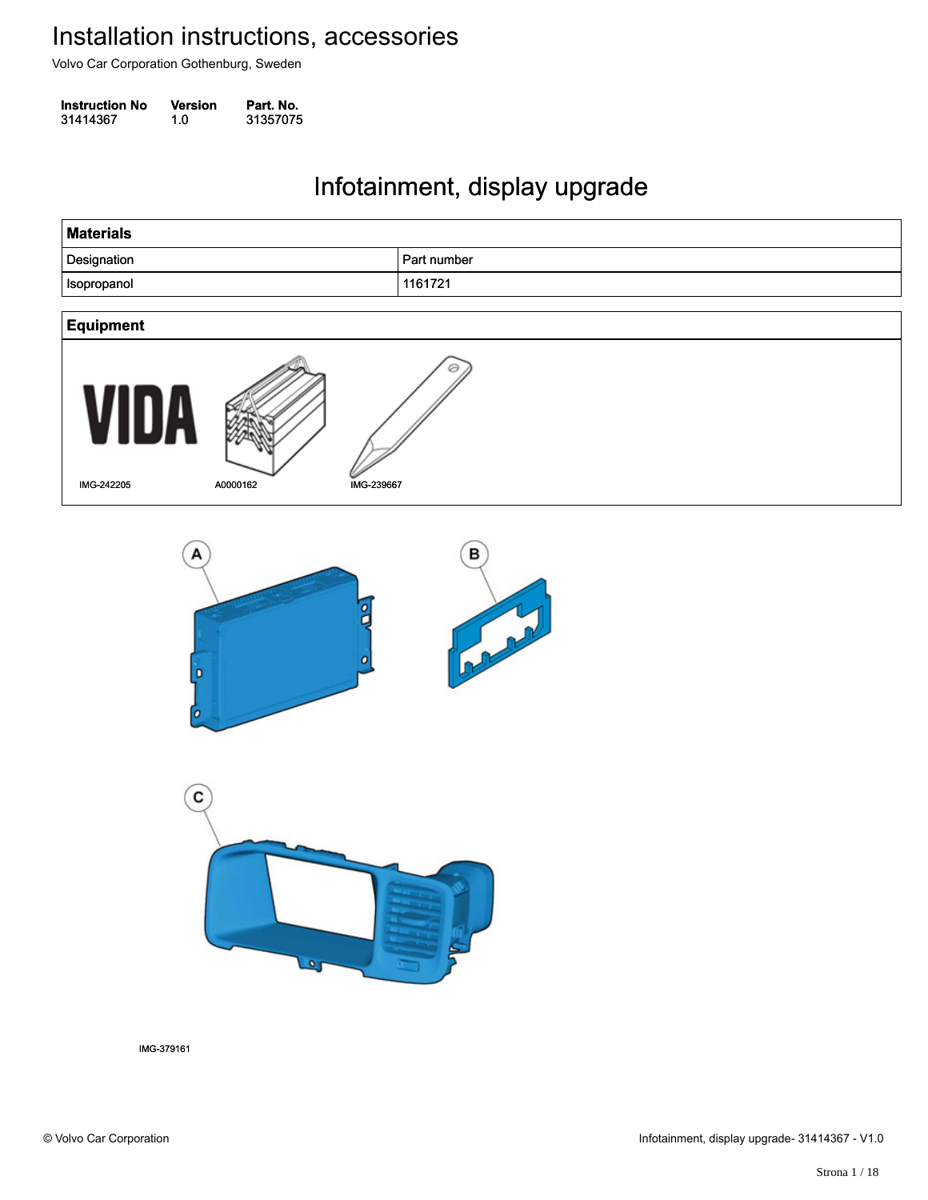# Installation instructions, accessories

Volvo Car Corporation Gothenburg, Sweden

| Instruction No | Version | Part. No. |
| --- | --- | --- |
| 31414367 | 1.0 | 31357075 |

## Infotainment, display upgrade

| Materials | |
| --- | --- |
| Designation | Part number |
| Isopropanol | 1161721 |

| Equipment | | |
| --- | --- | --- |
| IMG-242205 | A0000162 | IMG-239667 |

A

B

C

IMG-379161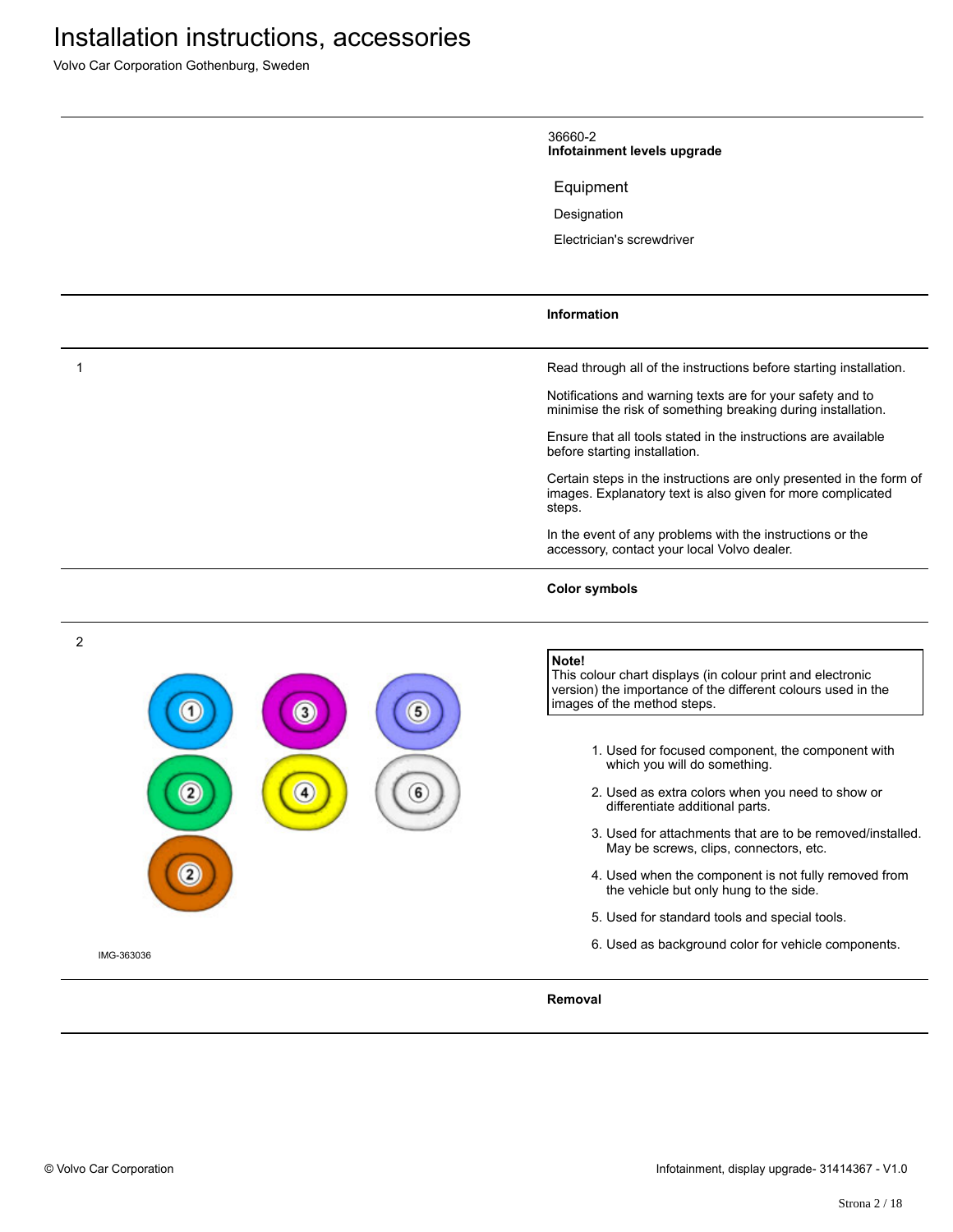# Installation instructions, accessories

Volvo Car Corporation Gothenburg, Sweden

36660-2
**Infotainment levels upgrade**

## Equipment

Designation

Electrician's screwdriver

**Information**

1

Read through all of the instructions before starting installation.

Notifications and warning texts are for your safety and to minimise the risk of something breaking during installation.

Ensure that all tools stated in the instructions are available before starting installation.

Certain steps in the instructions are only presented in the form of images. Explanatory text is also given for more complicated steps.

In the event of any problems with the instructions or the accessory, contact your local Volvo dealer.

**Color symbols**

2

IMG-363036

**Note!**
This colour chart displays (in colour print and electronic version) the importance of the different colours used in the images of the method steps.

1. Used for focused component, the component with which you will do something.
2. Used as extra colors when you need to show or differentiate additional parts.
3. Used for attachments that are to be removed/installed. May be screws, clips, connectors, etc.
4. Used when the component is not fully removed from the vehicle but only hung to the side.
5. Used for standard tools and special tools.
6. Used as background color for vehicle components.

**Removal**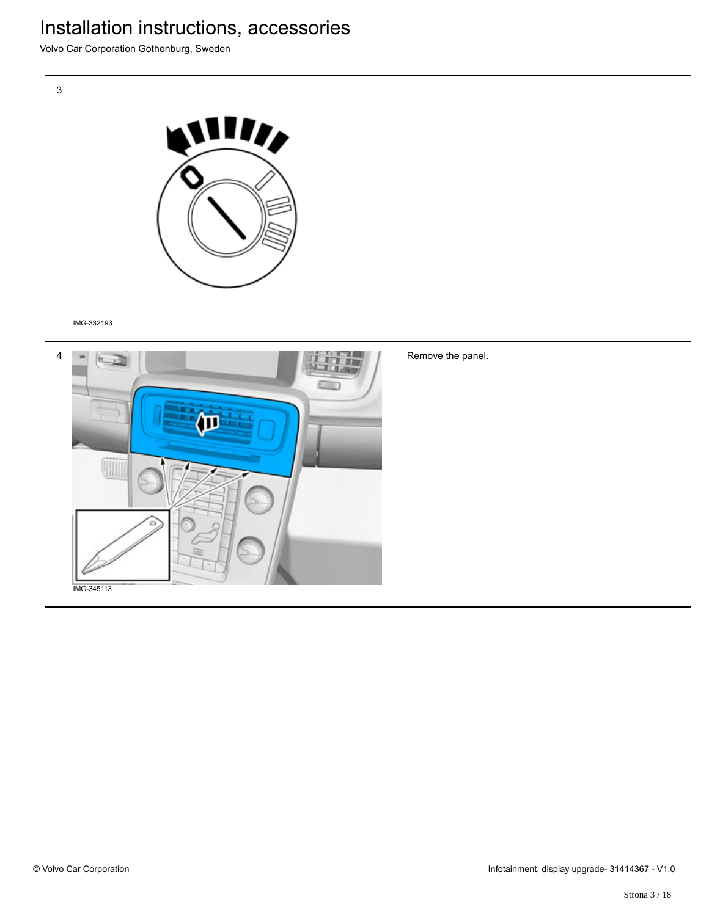3

IMG-332193

4

IMG-345113

Remove the panel.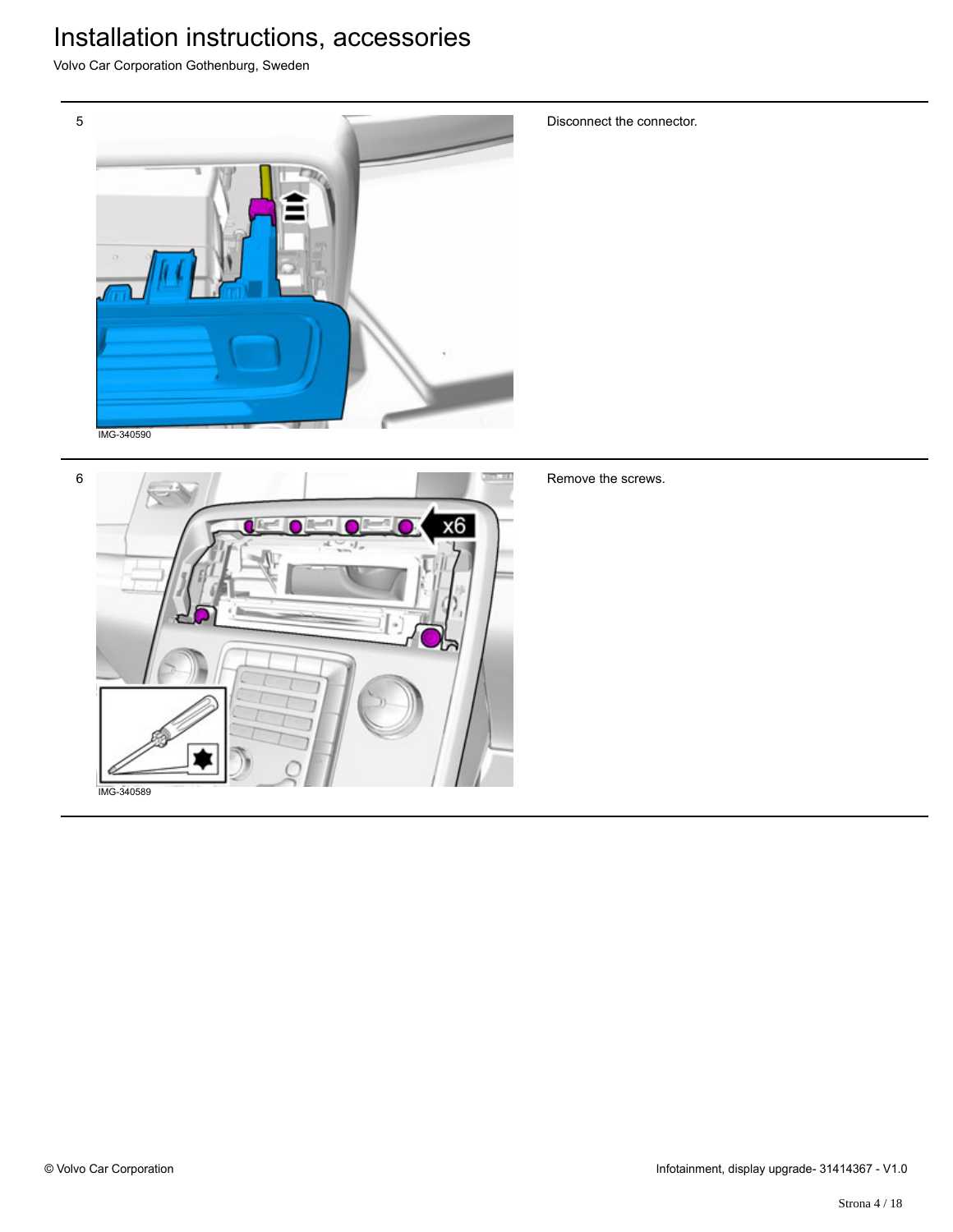# Installation instructions, accessories

Volvo Car Corporation Gothenburg, Sweden

5

IMG-340590

Disconnect the connector.

6

IMG-340589

Remove the screws.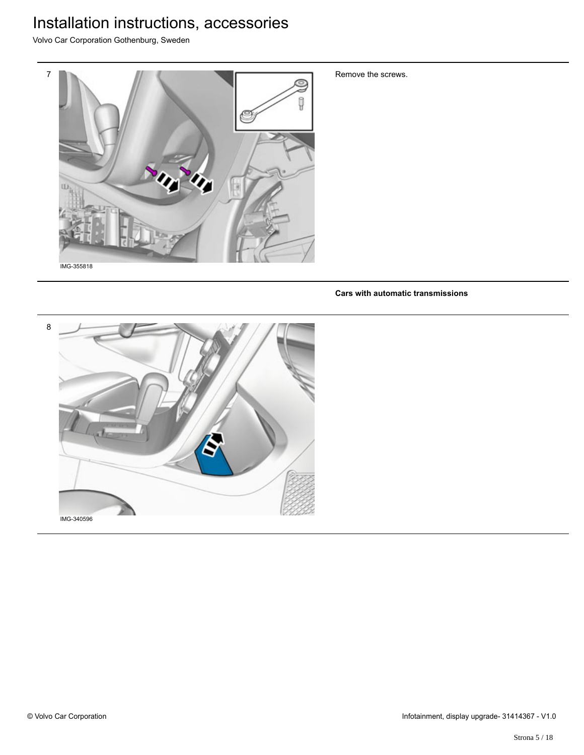7

IMG-355818

Remove the screws.

**Cars with automatic transmissions**

8

IMG-340596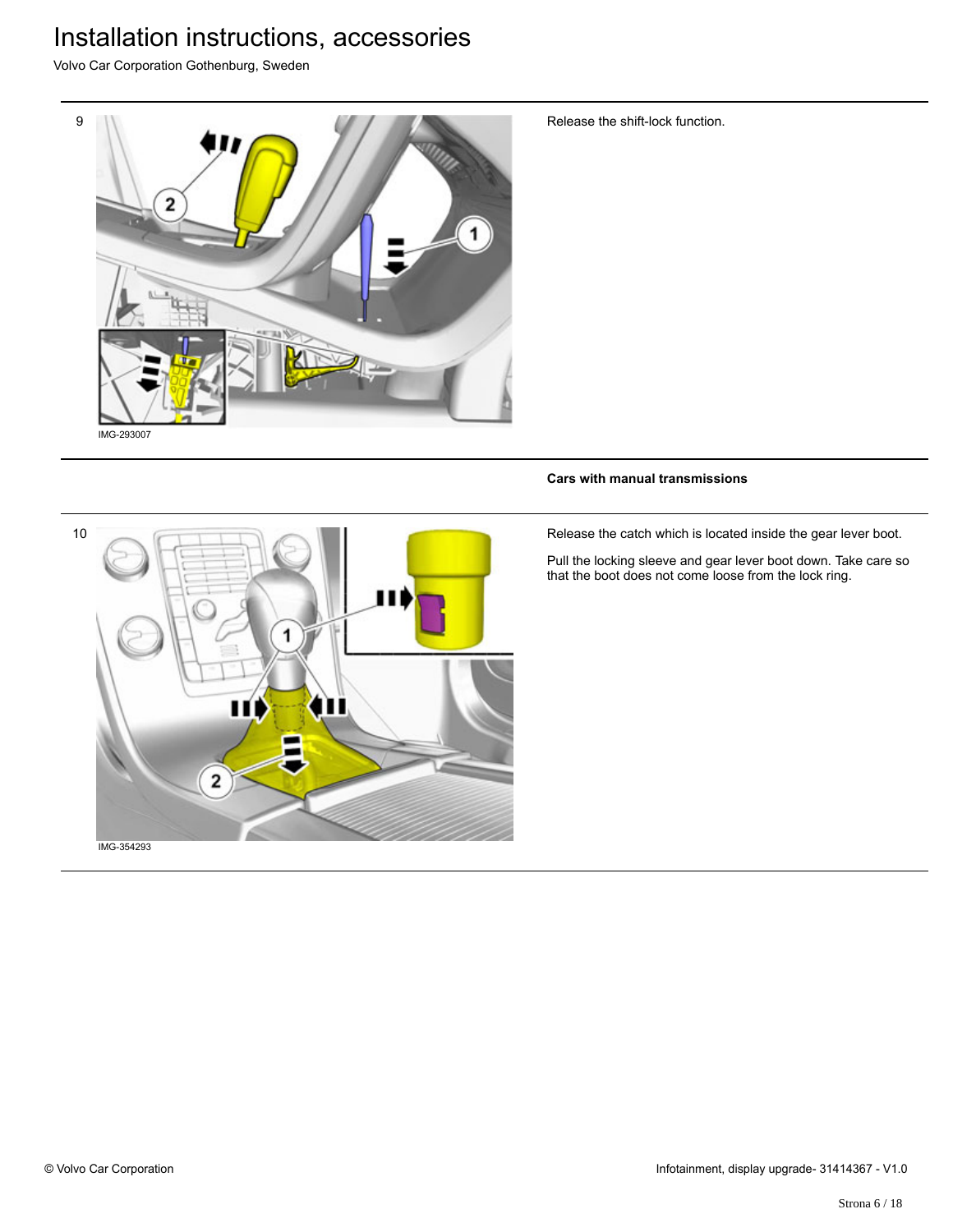9

IMG-293007

Release the shift-lock function.

**Cars with manual transmissions**

10

IMG-354293

Release the catch which is located inside the gear lever boot.

Pull the locking sleeve and gear lever boot down. Take care so that the boot does not come loose from the lock ring.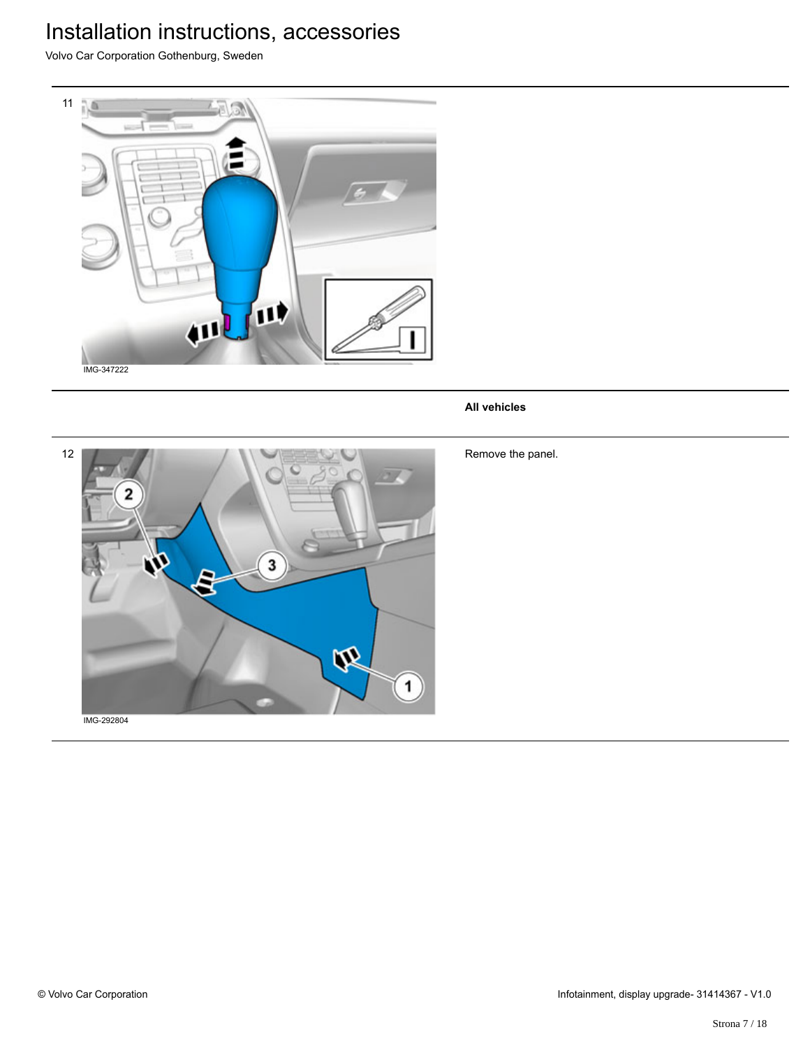11

IMG-347222

**All vehicles**

12

IMG-292804

Remove the panel.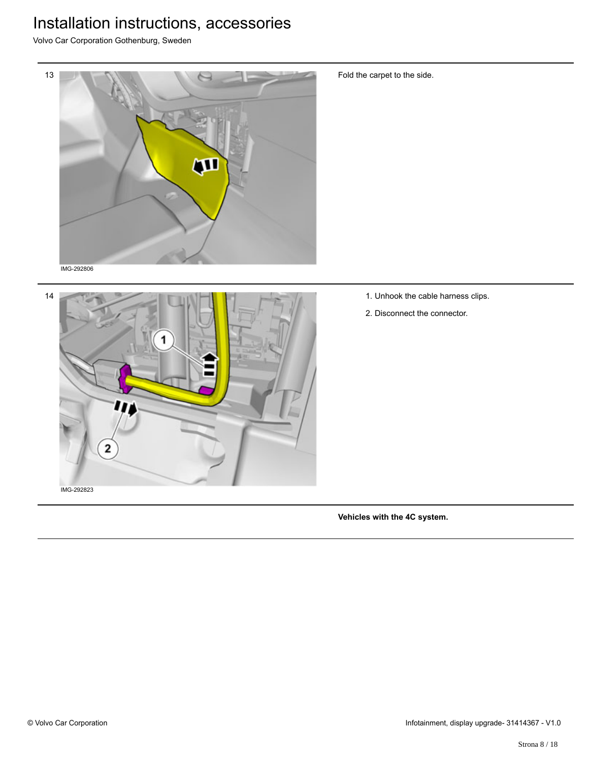13

IMG-292806

Fold the carpet to the side.

14

IMG-292823

1. Unhook the cable harness clips.
2. Disconnect the connector.

**Vehicles with the 4C system.**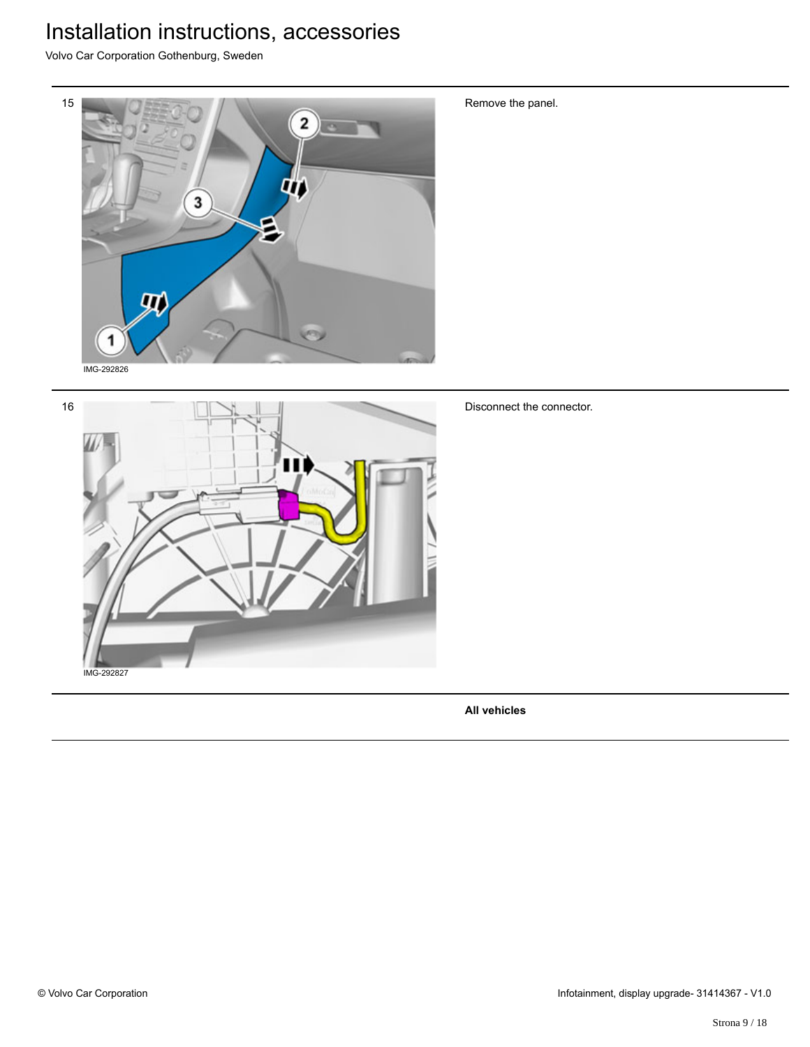| | | |
|---|---|---|
| 15 | IMG-292826 | Remove the panel. |
| 16 | IMG-292827 | Disconnect the connector. |
| | | **All vehicles** |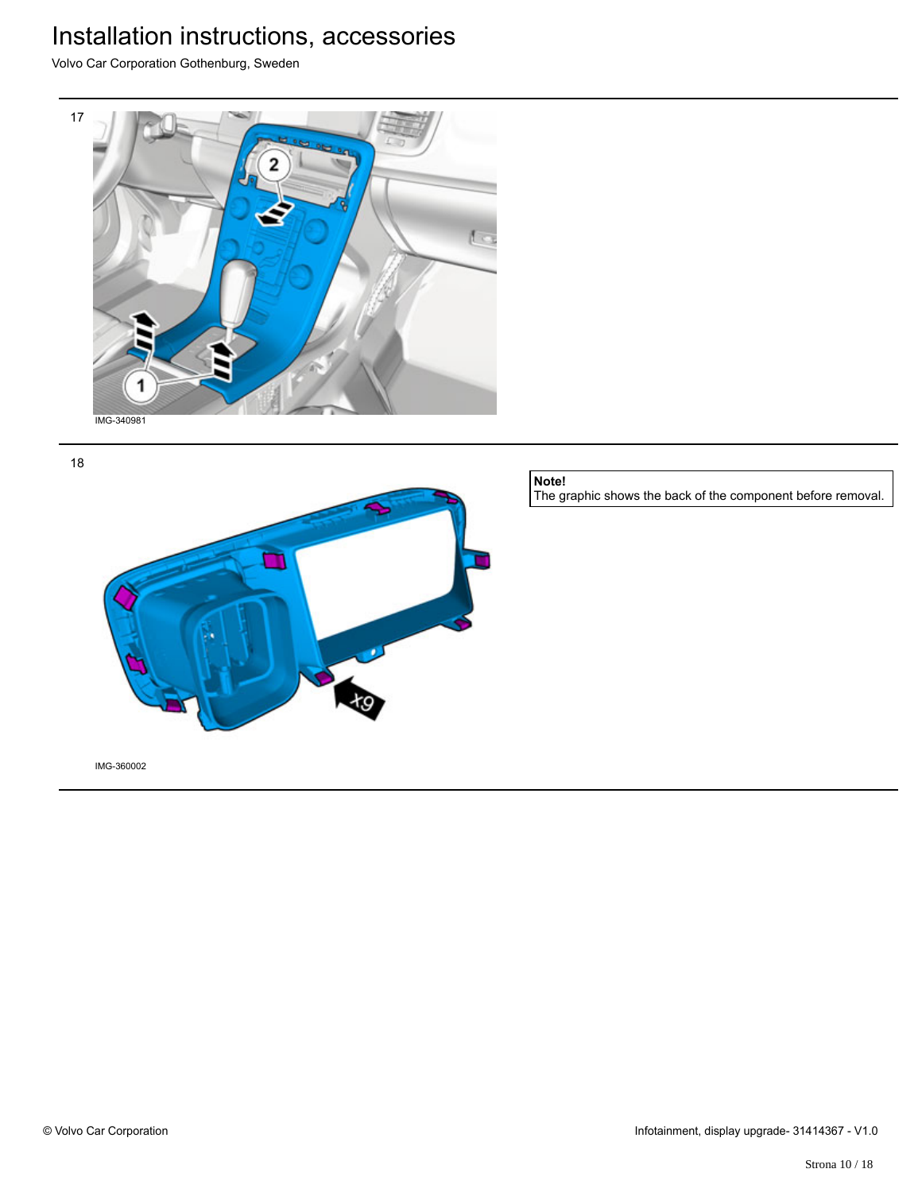17

IMG-340981

18

IMG-360002

**Note!**
The graphic shows the back of the component before removal.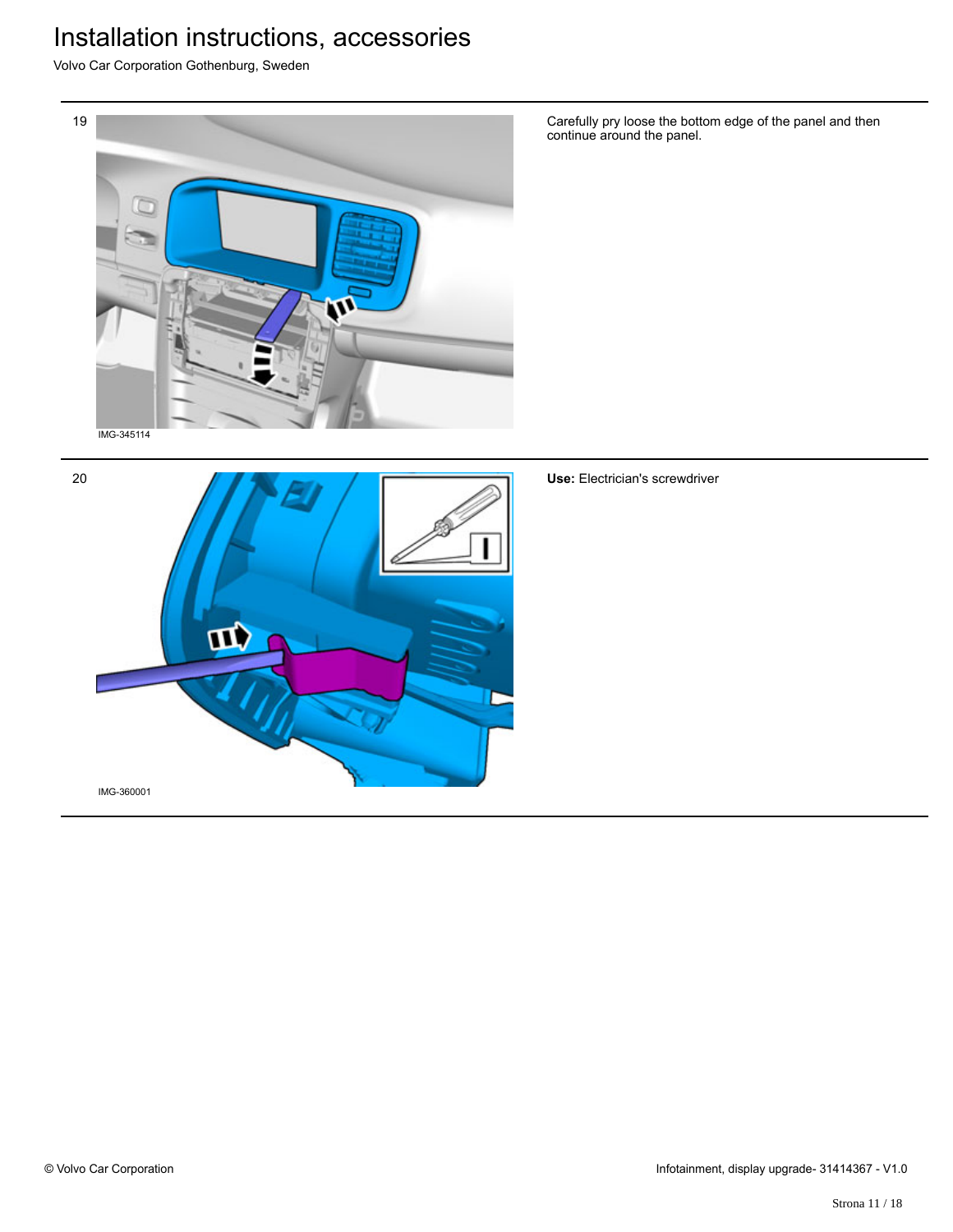19

IMG-345114

Carefully pry loose the bottom edge of the panel and then continue around the panel.

20

IMG-360001

**Use:** Electrician's screwdriver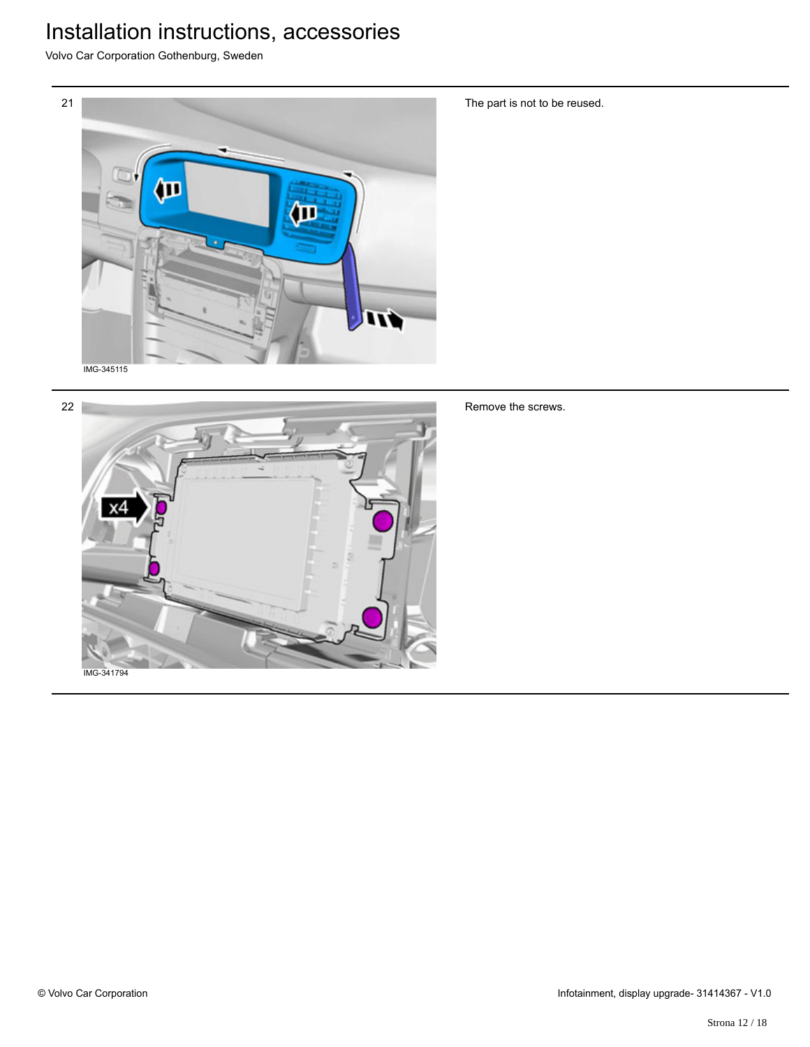21

IMG-345115

The part is not to be reused.

22

IMG-341794

Remove the screws.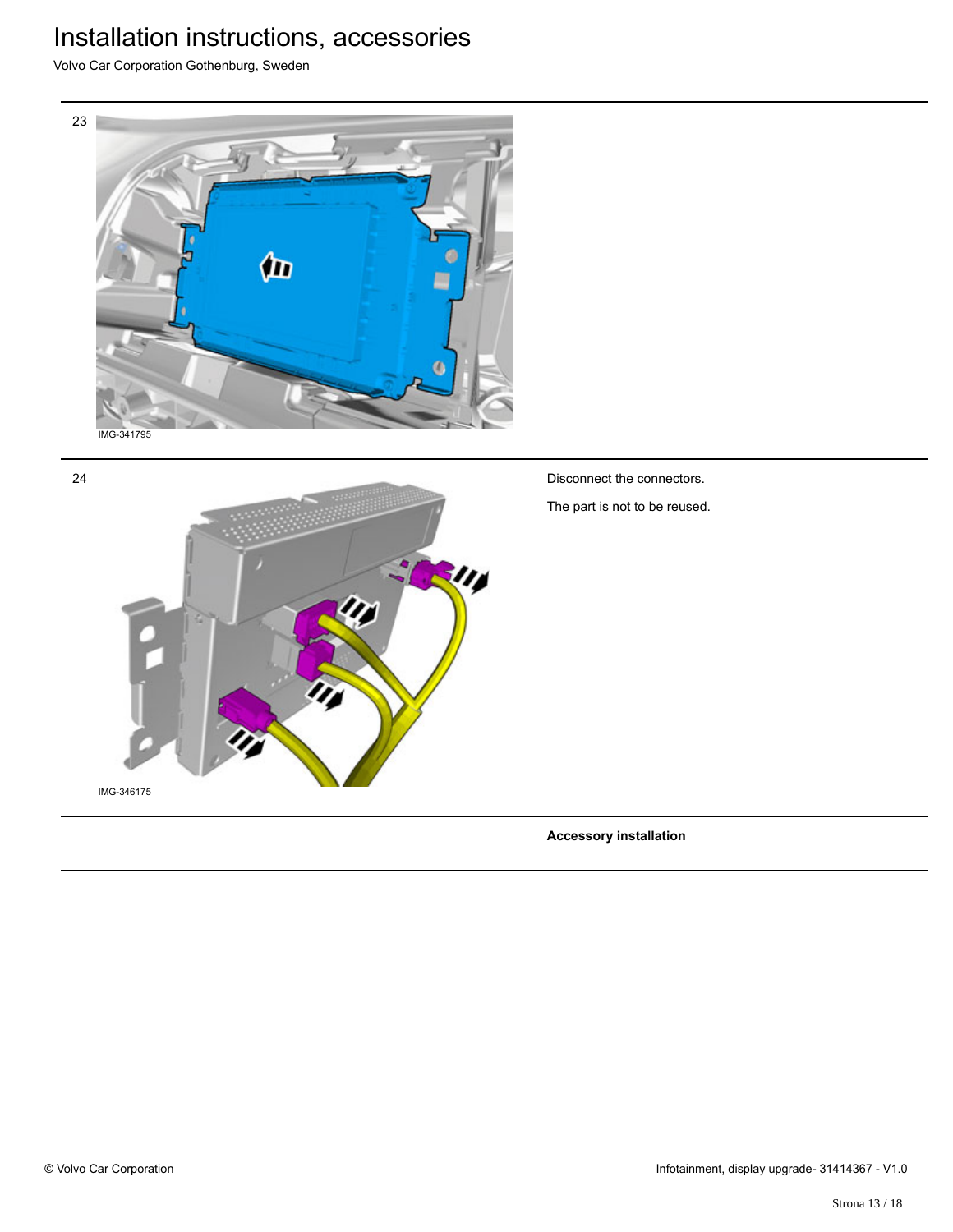23

IMG-341795

24

IMG-346175

Disconnect the connectors.

The part is not to be reused.

**Accessory installation**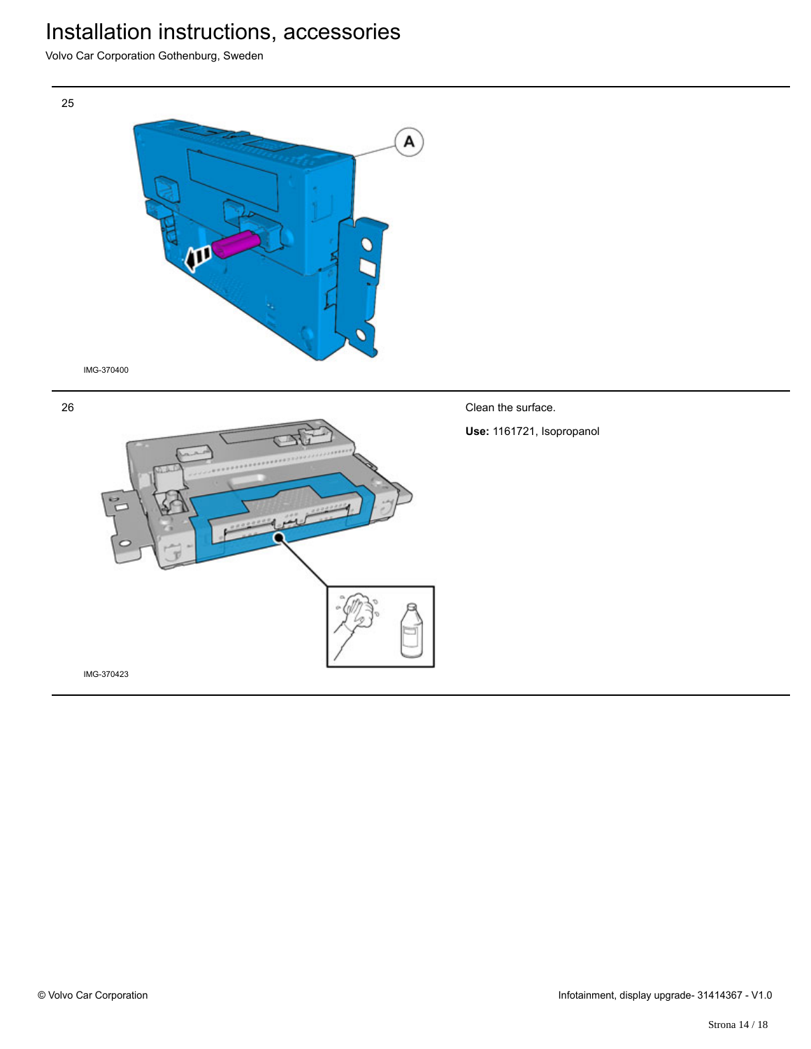25

A

IMG-370400

26

Clean the surface.

**Use:** 1161721, Isopropanol

IMG-370423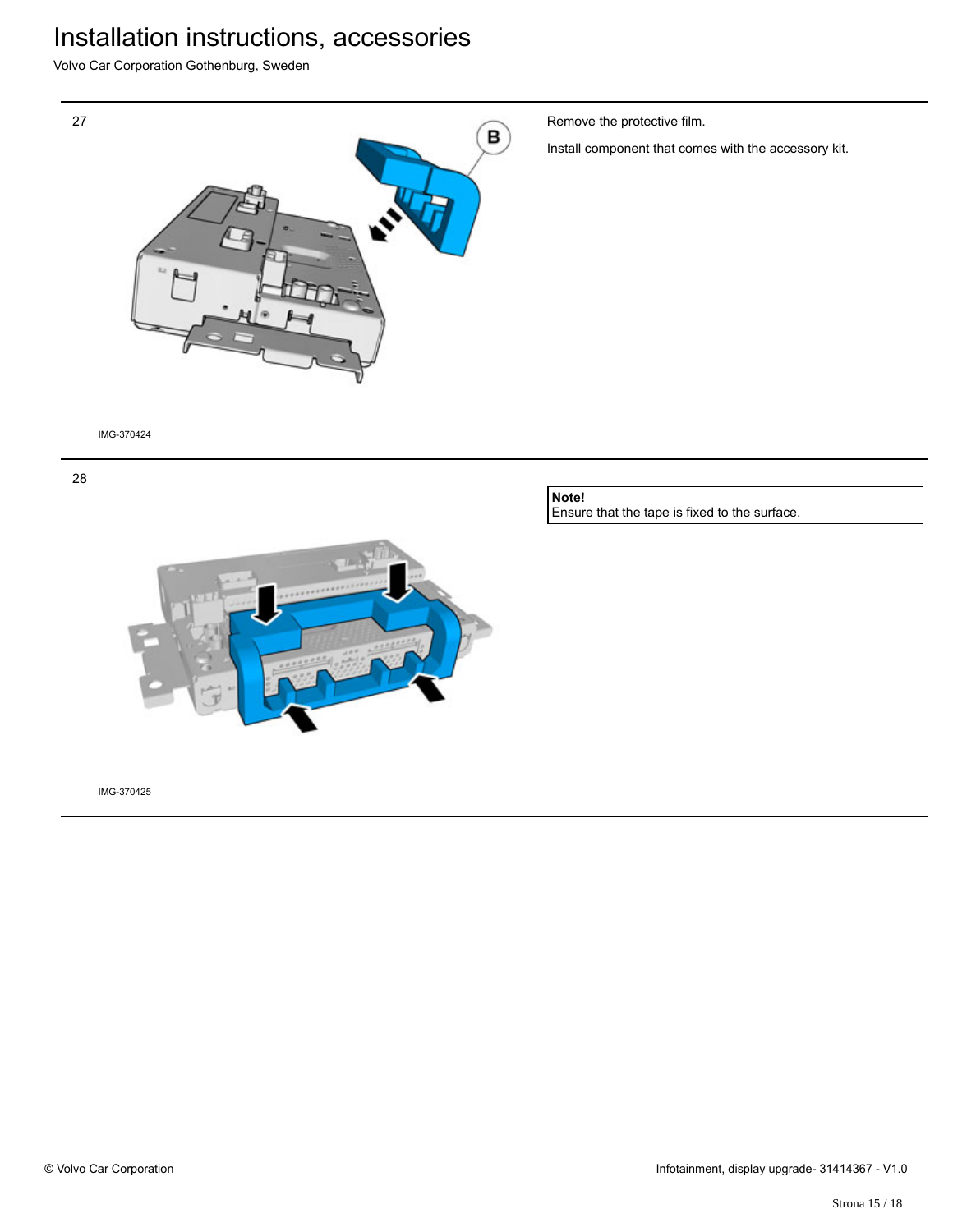27

B

IMG-370424

Remove the protective film.

Install component that comes with the accessory kit.

28

IMG-370425

**Note!**
Ensure that the tape is fixed to the surface.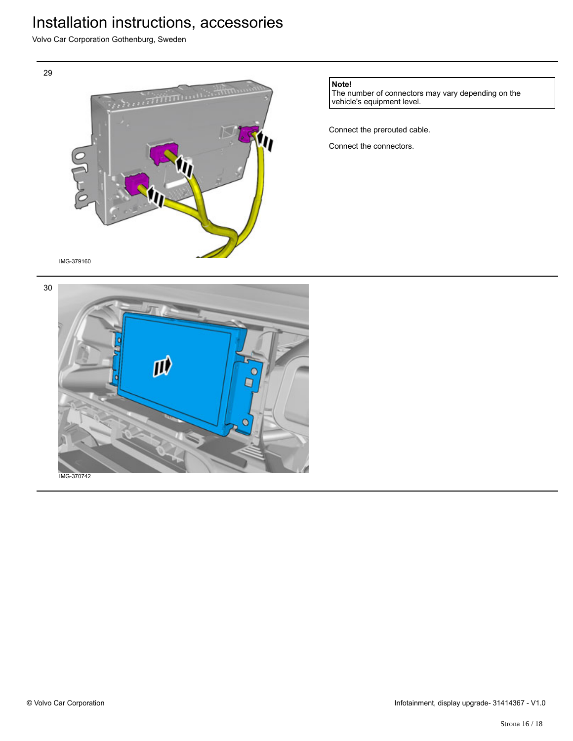29

IMG-379160

**Note!**
The number of connectors may vary depending on the vehicle's equipment level.

Connect the prerouted cable.

Connect the connectors.

30

IMG-370742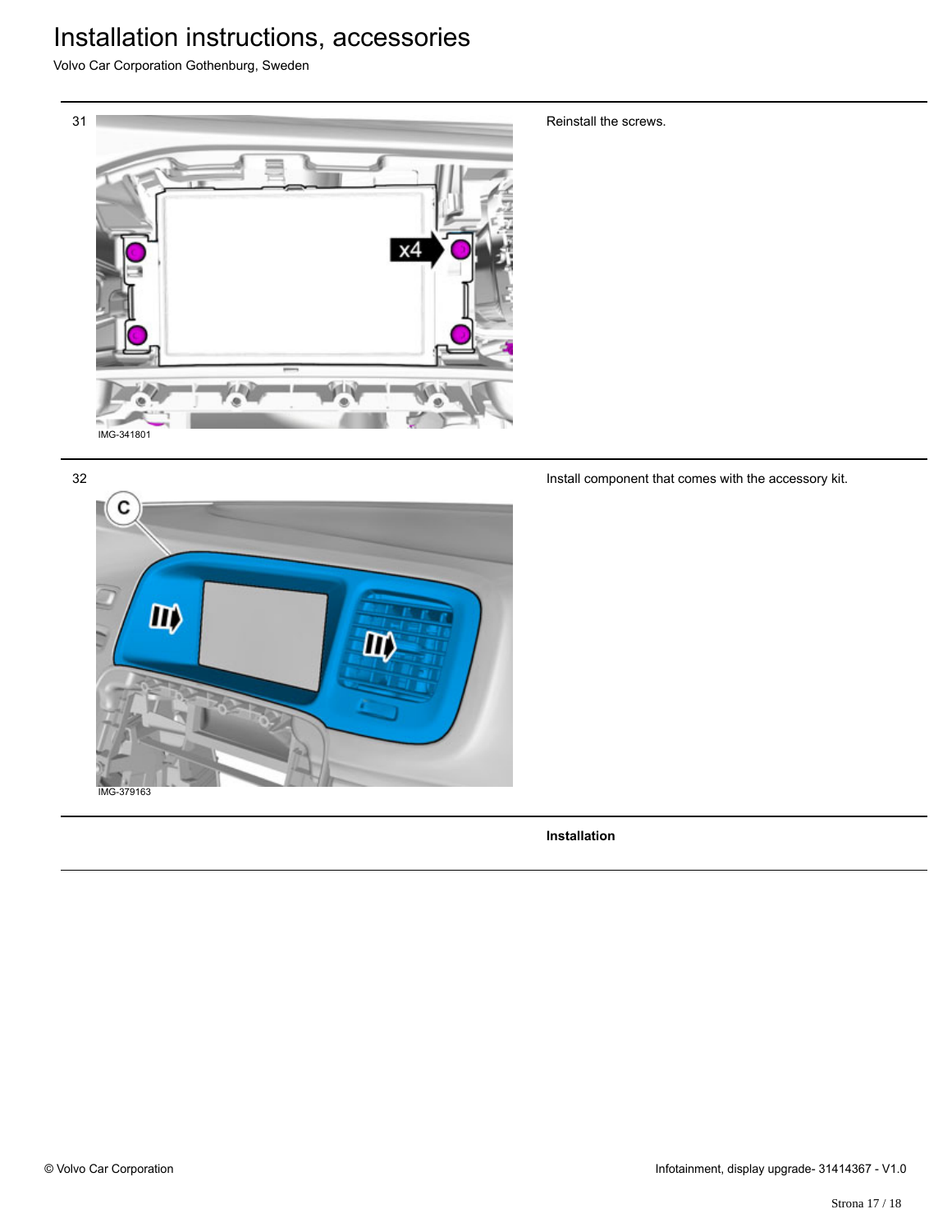31

IMG-341801

Reinstall the screws.

32

IMG-379163

Install component that comes with the accessory kit.

**Installation**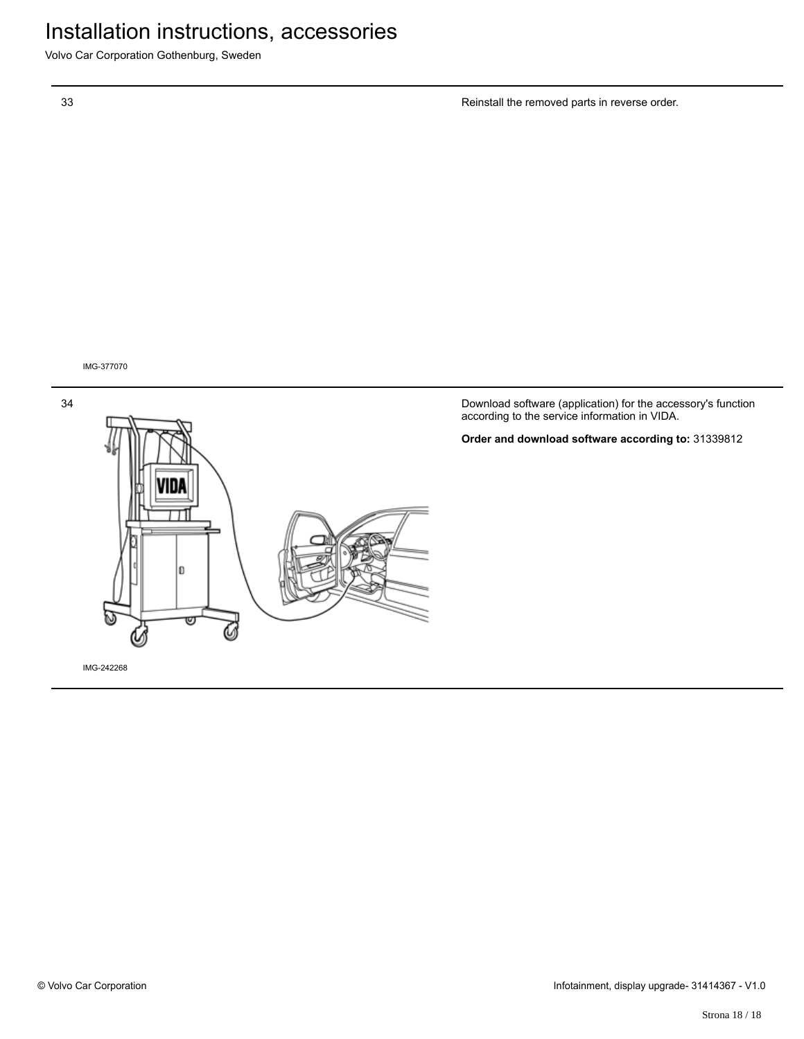33

Reinstall the removed parts in reverse order.

IMG-377070

34

Download software (application) for the accessory's function according to the service information in VIDA.

**Order and download software according to:** 31339812

IMG-242268